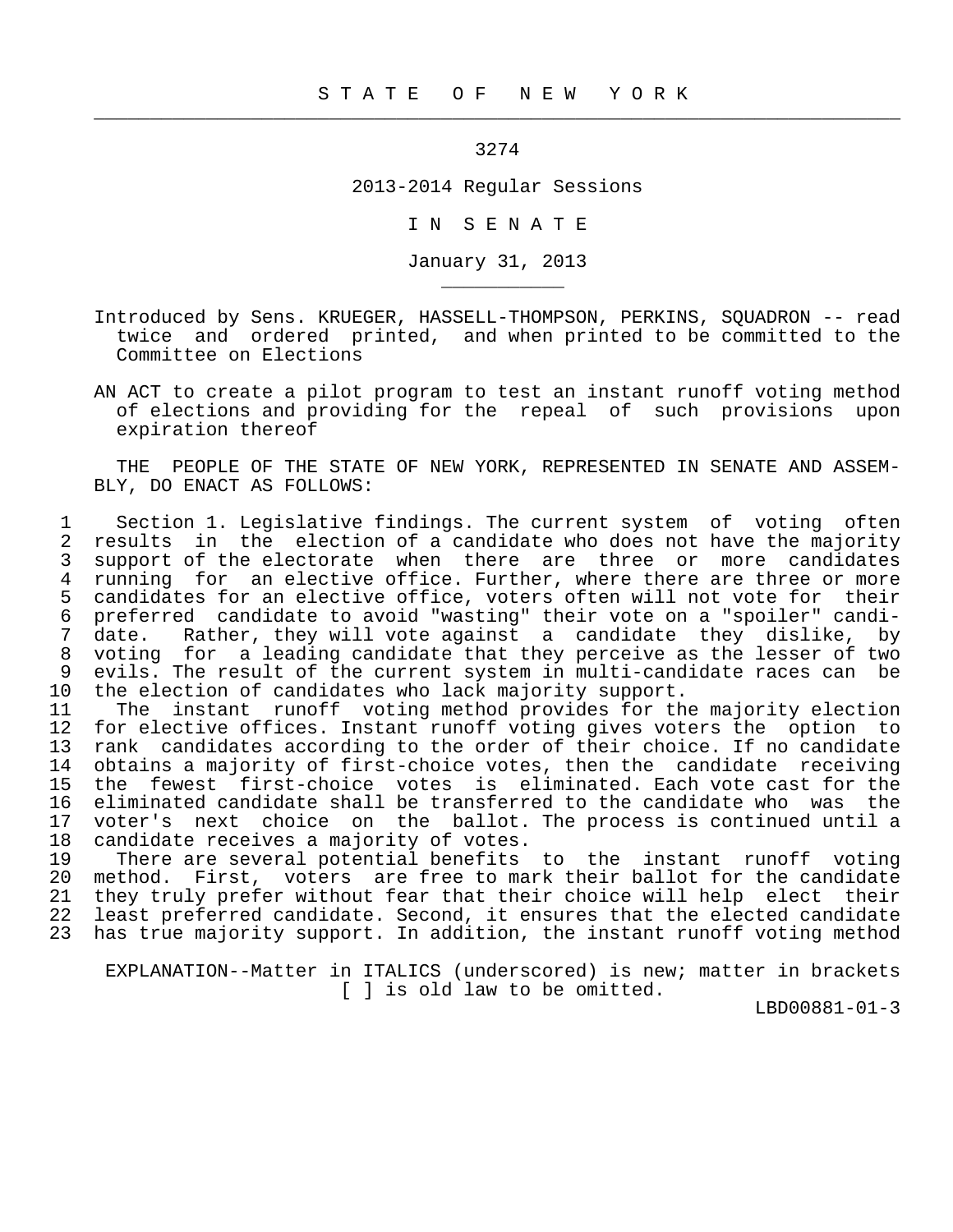# S T A T E O F N E W Y O R K

3274

2013-2014 Regular Sessions

I N S E N A T E

January 31, 2013

Introduced by Sens. KRUEGER, HASSELL-THOMPSON, PERKINS, SQUADRON -- read twice and ordered printed, and when printed to be committed to the Committee on Elections

AN ACT to create a pilot program to test an instant runoff voting method of elections and providing for the repeal of such provisions upon expiration thereof

THE PEOPLE OF THE STATE OF NEW YORK, REPRESENTED IN SENATE AND ASSEMBLY, DO ENACT AS FOLLOWS:

Section 1. Legislative findings. The current system of voting often results in the election of a candidate who does not have the majority support of the electorate when there are three or more candidates running for an elective office. Further, where there are three or more candidates for an elective office, voters often will not vote for their preferred candidate to avoid "wasting" their vote on a "spoiler" candidate. Rather, they will vote against a candidate they dislike, by voting for a leading candidate that they perceive as the lesser of two evils. The result of the current system in multi-candidate races can be the election of candidates who lack majority support.

The instant runoff voting method provides for the majority election for elective offices. Instant runoff voting gives voters the option to rank candidates according to the order of their choice. If no candidate obtains a majority of first-choice votes, then the candidate receiving the fewest first-choice votes is eliminated. Each vote cast for the eliminated candidate shall be transferred to the candidate who was the voter's next choice on the ballot. The process is continued until a candidate receives a majority of votes.

There are several potential benefits to the instant runoff voting method. First, voters are free to mark their ballot for the candidate they truly prefer without fear that their choice will help elect their least preferred candidate. Second, it ensures that the elected candidate has true majority support. In addition, the instant runoff voting method

EXPLANATION--Matter in ITALICS (underscored) is new; matter in brackets [ ] is old law to be omitted.

LBD00881-01-3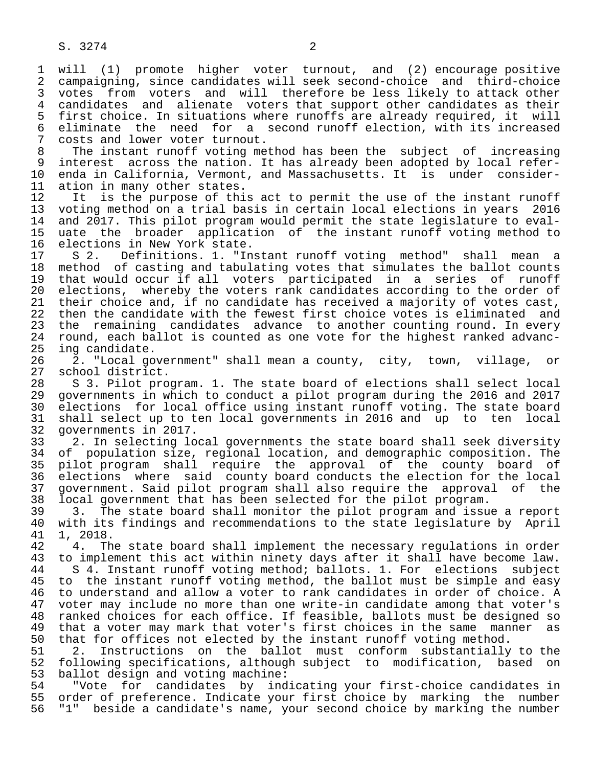will (1) promote higher voter turnout, and (2) encourage positive campaigning, since candidates will seek second-choice and third-choice votes from voters and will therefore be less likely to attack other candidates and alienate voters that support other candidates as their first choice. In situations where runoffs are already required, it will eliminate the need for a second runoff election, with its increased costs and lower voter turnout.

The instant runoff voting method has been the subject of increasing interest across the nation. It has already been adopted by local referenda in California, Vermont, and Massachusetts. It is under consideration in many other states.

It is the purpose of this act to permit the use of the instant runoff voting method on a trial basis in certain local elections in years 2016 and 2017. This pilot program would permit the state legislature to evaluate the broader application of the instant runoff voting method to elections in New York state.

S 2. Definitions. 1. "Instant runoff voting method" shall mean a method of casting and tabulating votes that simulates the ballot counts that would occur if all voters participated in a series of runoff elections, whereby the voters rank candidates according to the order of their choice and, if no candidate has received a majority of votes cast, then the candidate with the fewest first choice votes is eliminated and the remaining candidates advance to another counting round. In every round, each ballot is counted as one vote for the highest ranked advancing candidate.

2. "Local government" shall mean a county, city, town, village, or school district.

S 3. Pilot program. 1. The state board of elections shall select local governments in which to conduct a pilot program during the 2016 and 2017 elections for local office using instant runoff voting. The state board shall select up to ten local governments in 2016 and up to ten local governments in 2017.

2. In selecting local governments the state board shall seek diversity of population size, regional location, and demographic composition. The pilot program shall require the approval of the county board of elections where said county board conducts the election for the local government. Said pilot program shall also require the approval of the local government that has been selected for the pilot program.

3. The state board shall monitor the pilot program and issue a report with its findings and recommendations to the state legislature by April 1, 2018.

4. The state board shall implement the necessary regulations in order to implement this act within ninety days after it shall have become law.

S 4. Instant runoff voting method; ballots. 1. For elections subject to the instant runoff voting method, the ballot must be simple and easy to understand and allow a voter to rank candidates in order of choice. A voter may include no more than one write-in candidate among that voter's ranked choices for each office. If feasible, ballots must be designed so that a voter may mark that voter's first choices in the same manner as that for offices not elected by the instant runoff voting method.

2. Instructions on the ballot must conform substantially to the following specifications, although subject to modification, based on ballot design and voting machine:

"Vote for candidates by indicating your first-choice candidates in order of preference. Indicate your first choice by marking the number "1" beside a candidate's name, your second choice by marking the number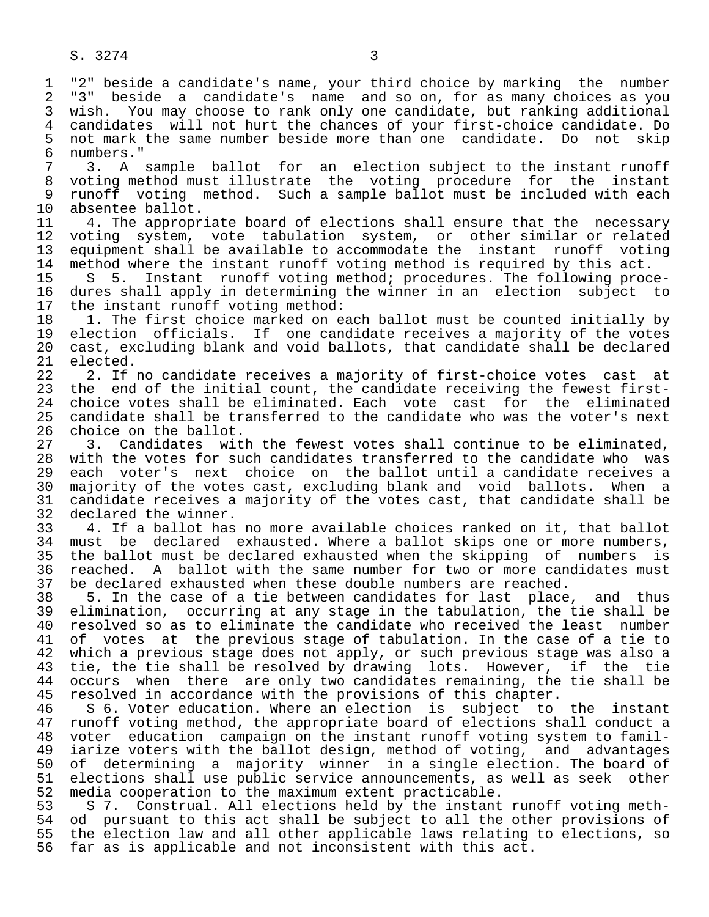"2" beside a candidate's name, your third choice by marking the number "3" beside a candidate's name and so on, for as many choices as you wish. You may choose to rank only one candidate, but ranking additional candidates will not hurt the chances of your first-choice candidate. Do not mark the same number beside more than one candidate. Do not skip numbers."

3. A sample ballot for an election subject to the instant runoff voting method must illustrate the voting procedure for the instant runoff voting method. Such a sample ballot must be included with each absentee ballot.

4. The appropriate board of elections shall ensure that the necessary voting system, vote tabulation system, or other similar or related equipment shall be available to accommodate the instant runoff voting method where the instant runoff voting method is required by this act.

S 5. Instant runoff voting method; procedures. The following procedures shall apply in determining the winner in an election subject to the instant runoff voting method:

1. The first choice marked on each ballot must be counted initially by election officials. If one candidate receives a majority of the votes cast, excluding blank and void ballots, that candidate shall be declared elected.

2. If no candidate receives a majority of first-choice votes cast at the end of the initial count, the candidate receiving the fewest first-choice votes shall be eliminated. Each vote cast for the eliminated candidate shall be transferred to the candidate who was the voter's next choice on the ballot.

3. Candidates with the fewest votes shall continue to be eliminated, with the votes for such candidates transferred to the candidate who was each voter's next choice on the ballot until a candidate receives a majority of the votes cast, excluding blank and void ballots. When a candidate receives a majority of the votes cast, that candidate shall be declared the winner.

4. If a ballot has no more available choices ranked on it, that ballot must be declared exhausted. Where a ballot skips one or more numbers, the ballot must be declared exhausted when the skipping of numbers is reached. A ballot with the same number for two or more candidates must be declared exhausted when these double numbers are reached.

5. In the case of a tie between candidates for last place, and thus elimination, occurring at any stage in the tabulation, the tie shall be resolved so as to eliminate the candidate who received the least number of votes at the previous stage of tabulation. In the case of a tie to which a previous stage does not apply, or such previous stage was also a tie, the tie shall be resolved by drawing lots. However, if the tie occurs when there are only two candidates remaining, the tie shall be resolved in accordance with the provisions of this chapter.

S 6. Voter education. Where an election is subject to the instant runoff voting method, the appropriate board of elections shall conduct a voter education campaign on the instant runoff voting system to familiarize voters with the ballot design, method of voting, and advantages of determining a majority winner in a single election. The board of elections shall use public service announcements, as well as seek other media cooperation to the maximum extent practicable.

S 7. Construal. All elections held by the instant runoff voting method pursuant to this act shall be subject to all the other provisions of the election law and all other applicable laws relating to elections, so far as is applicable and not inconsistent with this act.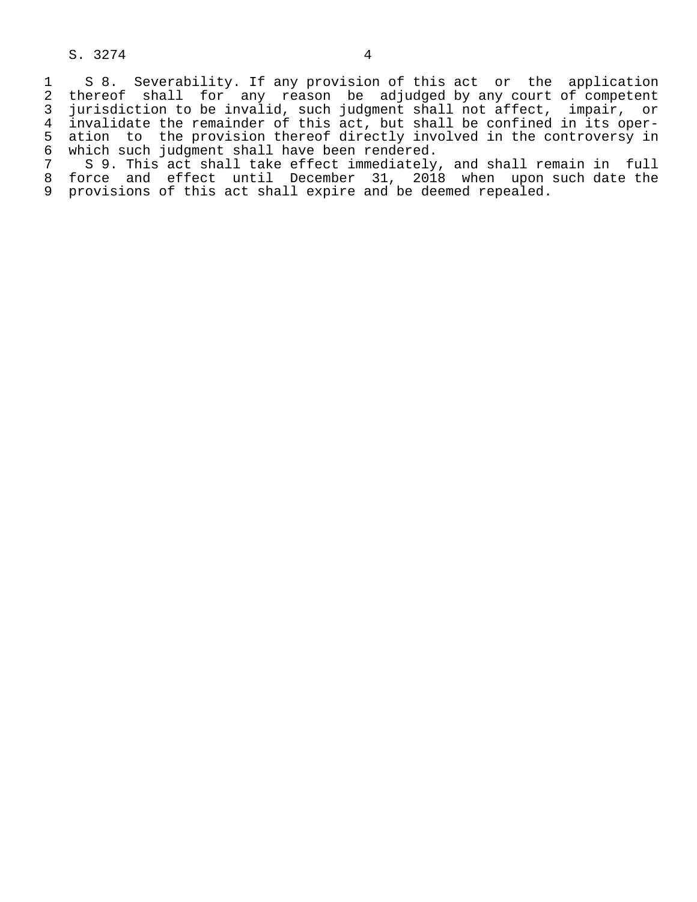S 8. Severability. If any provision of this act or the application thereof shall for any reason be adjudged by any court of competent jurisdiction to be invalid, such judgment shall not affect, impair, or invalidate the remainder of this act, but shall be confined in its operation to the provision thereof directly involved in the controversy in which such judgment shall have been rendered.

S 9. This act shall take effect immediately, and shall remain in full force and effect until December 31, 2018 when upon such date the provisions of this act shall expire and be deemed repealed.